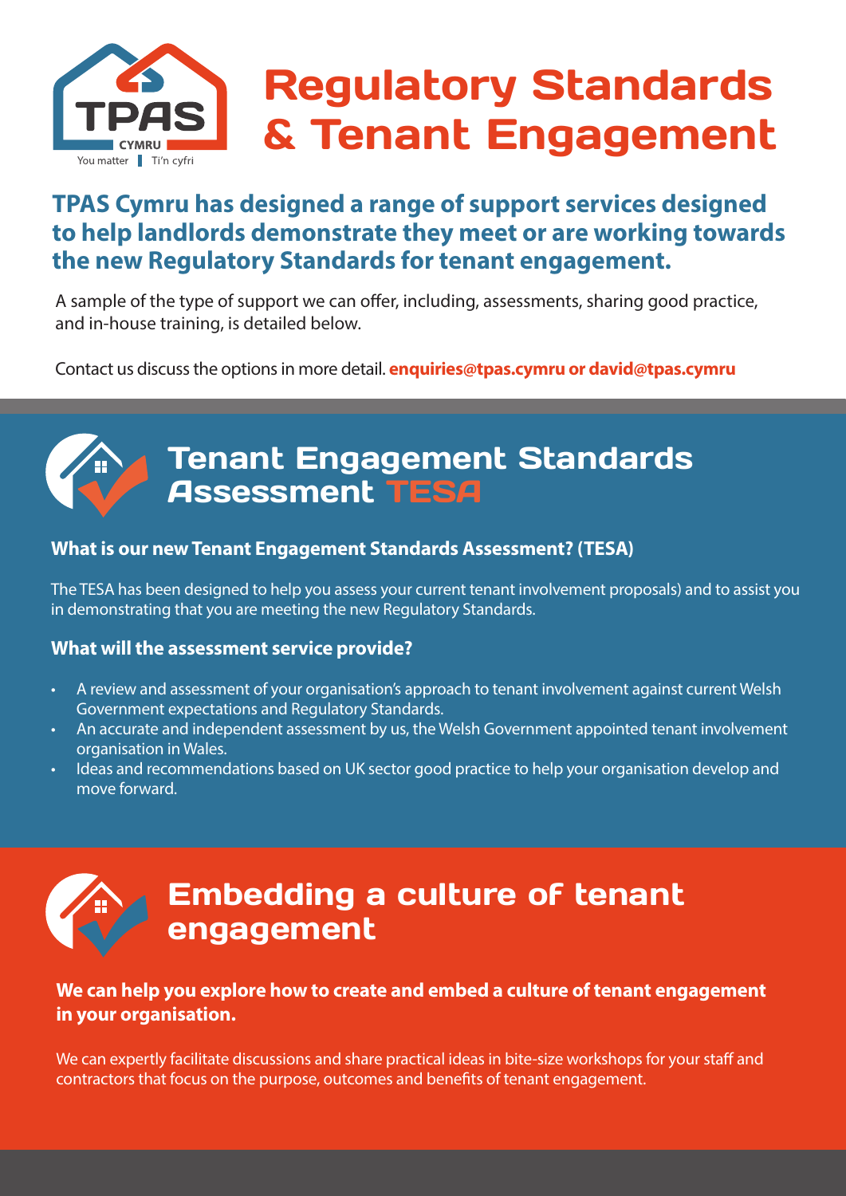TPAS CYMRU
You matter | Ti'n cyfri

# Regulatory Standards & Tenant Engagement

**TPAS Cymru has designed a range of support services designed to help landlords demonstrate they meet or are working towards the new Regulatory Standards for tenant engagement.**

A sample of the type of support we can offer, including, assessments, sharing good practice, and in-house training, is detailed below.

Contact us discuss the options in more detail. **enquiries@tpas.cymru or david@tpas.cymru**

## Tenant Engagement Standards Assessment TESA

### What is our new Tenant Engagement Standards Assessment? (TESA)

The TESA has been designed to help you assess your current tenant involvement proposals) and to assist you in demonstrating that you are meeting the new Regulatory Standards.

### What will the assessment service provide?

- A review and assessment of your organisation's approach to tenant involvement against current Welsh Government expectations and Regulatory Standards.
- An accurate and independent assessment by us, the Welsh Government appointed tenant involvement organisation in Wales.
- Ideas and recommendations based on UK sector good practice to help your organisation develop and move forward.

## Embedding a culture of tenant engagement

**We can help you explore how to create and embed a culture of tenant engagement in your organisation.**

We can expertly facilitate discussions and share practical ideas in bite-size workshops for your staff and contractors that focus on the purpose, outcomes and benefits of tenant engagement.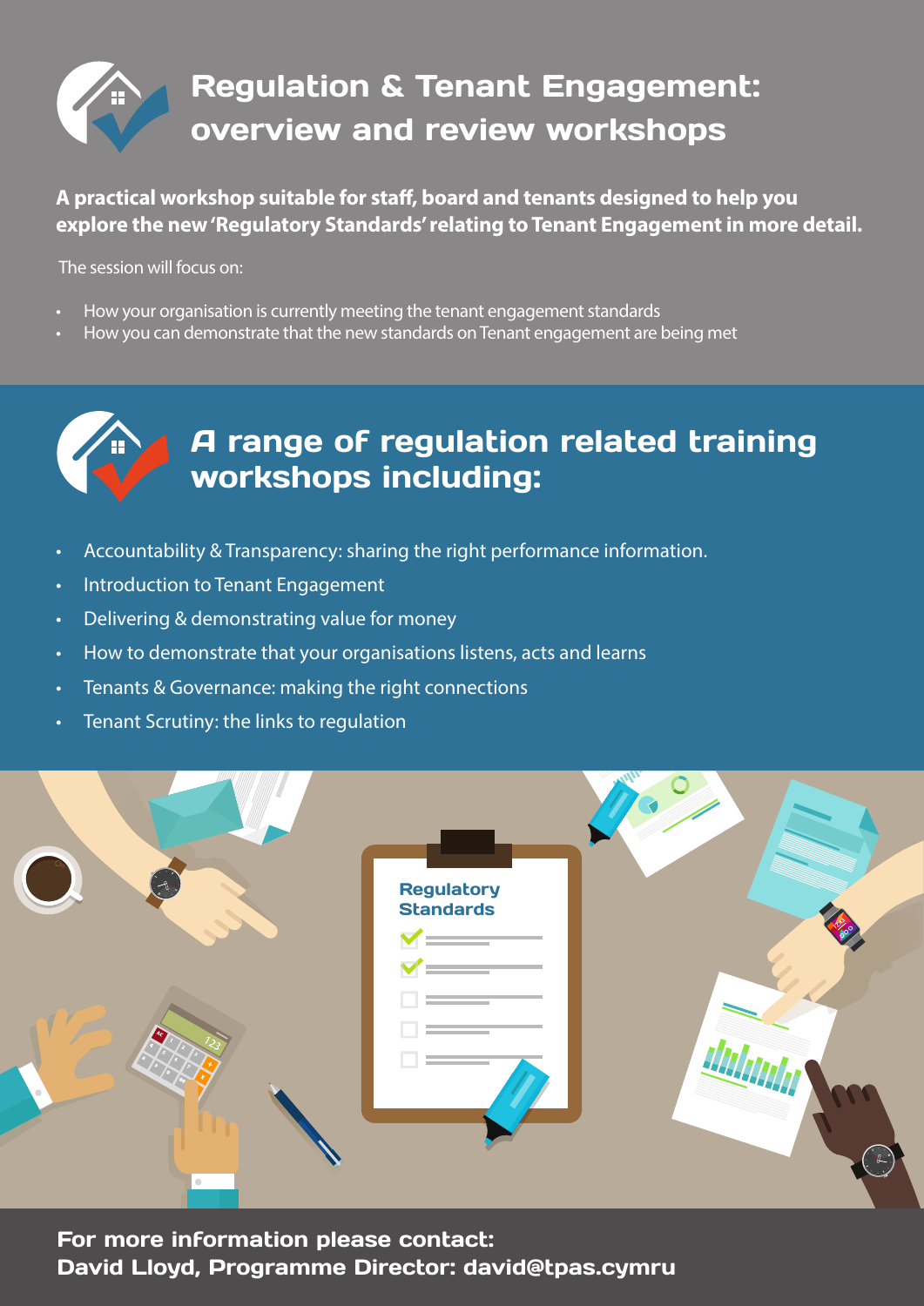# Regulation & Tenant Engagement: overview and review workshops

**A practical workshop suitable for staff, board and tenants designed to help you explore the new 'Regulatory Standards' relating to Tenant Engagement in more detail.**

The session will focus on:

- How your organisation is currently meeting the tenant engagement standards
- How you can demonstrate that the new standards on Tenant engagement are being met

# A range of regulation related training workshops including:

- Accountability & Transparency: sharing the right performance information.
- Introduction to Tenant Engagement
- Delivering & demonstrating value for money
- How to demonstrate that your organisations listens, acts and learns
- Tenants & Governance: making the right connections
- Tenant Scrutiny: the links to regulation

**For more information please contact:**
**David Lloyd, Programme Director: david@tpas.cymru**